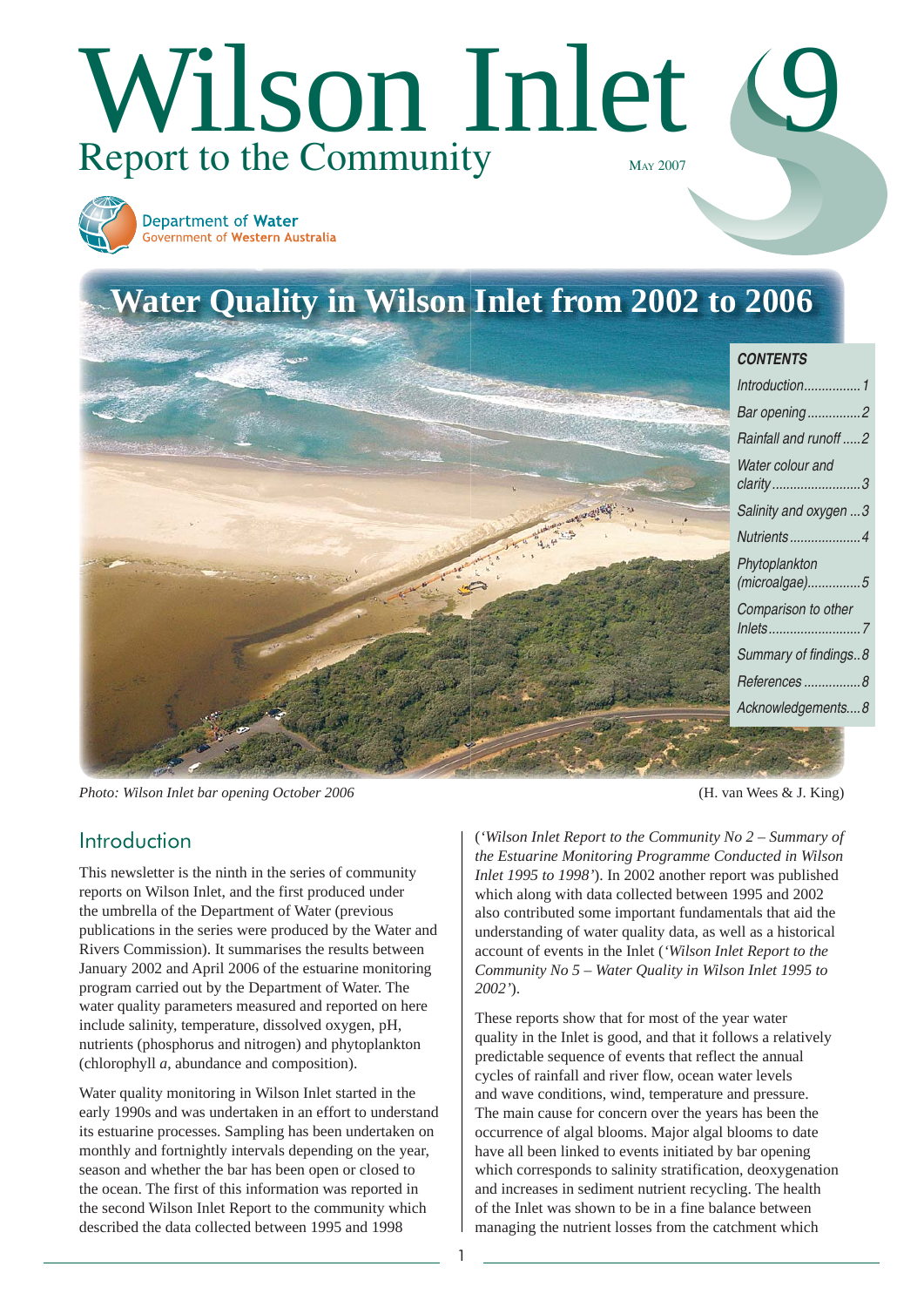# Wilson Inlet 9

## Report to the Community

May 2007

Department of Water
Government of Western Australia

# Water Quality in Wilson Inlet from 2002 to 2006

**CONTENTS**

- Introduction................1
- Bar opening...............2
- Rainfall and runoff.....2
- Water colour and clarity.........................3
- Salinity and oxygen...3
- Nutrients....................4
- Phytoplankton (microalgae)...............5
- Comparison to other Inlets..........................7
- Summary of findings..8
- References................8
- Acknowledgements....8

*Photo: Wilson Inlet bar opening October 2006* (H. van Wees & J. King)

## Introduction

This newsletter is the ninth in the series of community reports on Wilson Inlet, and the first produced under the umbrella of the Department of Water (previous publications in the series were produced by the Water and Rivers Commission). It summarises the results between January 2002 and April 2006 of the estuarine monitoring program carried out by the Department of Water. The water quality parameters measured and reported on here include salinity, temperature, dissolved oxygen, pH, nutrients (phosphorus and nitrogen) and phytoplankton (chlorophyll *a*, abundance and composition).

Water quality monitoring in Wilson Inlet started in the early 1990s and was undertaken in an effort to understand its estuarine processes. Sampling has been undertaken on monthly and fortnightly intervals depending on the year, season and whether the bar has been open or closed to the ocean. The first of this information was reported in the second Wilson Inlet Report to the community which described the data collected between 1995 and 1998 (*'Wilson Inlet Report to the Community No 2 – Summary of the Estuarine Monitoring Programme Conducted in Wilson Inlet 1995 to 1998'*). In 2002 another report was published which along with data collected between 1995 and 2002 also contributed some important fundamentals that aid the understanding of water quality data, as well as a historical account of events in the Inlet (*'Wilson Inlet Report to the Community No 5 – Water Quality in Wilson Inlet 1995 to 2002'*).

These reports show that for most of the year water quality in the Inlet is good, and that it follows a relatively predictable sequence of events that reflect the annual cycles of rainfall and river flow, ocean water levels and wave conditions, wind, temperature and pressure. The main cause for concern over the years has been the occurrence of algal blooms. Major algal blooms to date have all been linked to events initiated by bar opening which corresponds to salinity stratification, deoxygenation and increases in sediment nutrient recycling. The health of the Inlet was shown to be in a fine balance between managing the nutrient losses from the catchment which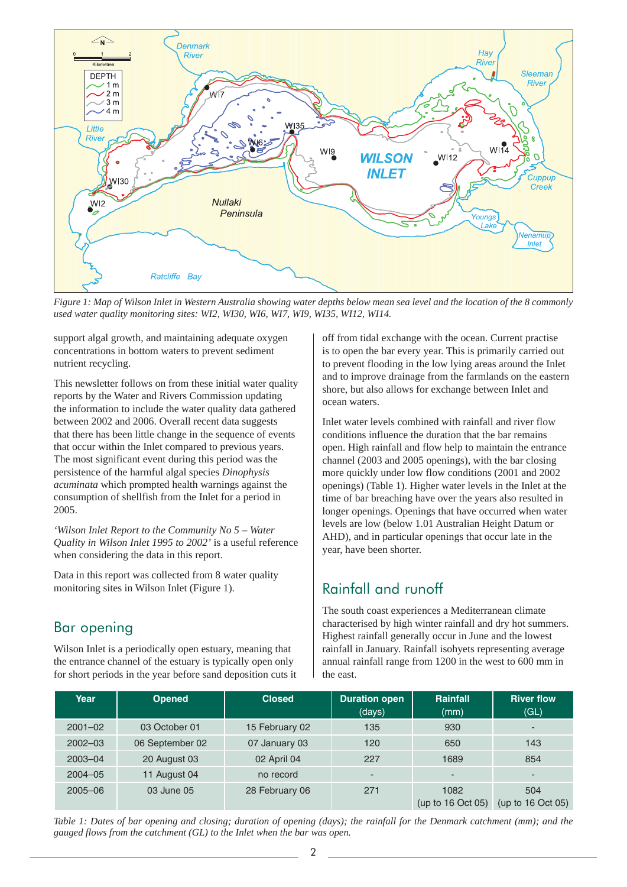*Figure 1: Map of Wilson Inlet in Western Australia showing water depths below mean sea level and the location of the 8 commonly used water quality monitoring sites: WI2, WI30, WI6, WI7, WI9, WI35, WI12, WI14.*

support algal growth, and maintaining adequate oxygen concentrations in bottom waters to prevent sediment nutrient recycling.

This newsletter follows on from these initial water quality reports by the Water and Rivers Commission updating the information to include the water quality data gathered between 2002 and 2006. Overall recent data suggests that there has been little change in the sequence of events that occur within the Inlet compared to previous years. The most significant event during this period was the persistence of the harmful algal species *Dinophysis acuminata* which prompted health warnings against the consumption of shellfish from the Inlet for a period in 2005.

*'Wilson Inlet Report to the Community No 5 – Water Quality in Wilson Inlet 1995 to 2002'* is a useful reference when considering the data in this report.

Data in this report was collected from 8 water quality monitoring sites in Wilson Inlet (Figure 1).

## Bar opening

Wilson Inlet is a periodically open estuary, meaning that the entrance channel of the estuary is typically open only for short periods in the year before sand deposition cuts it off from tidal exchange with the ocean. Current practise is to open the bar every year. This is primarily carried out to prevent flooding in the low lying areas around the Inlet and to improve drainage from the farmlands on the eastern shore, but also allows for exchange between Inlet and ocean waters.

Inlet water levels combined with rainfall and river flow conditions influence the duration that the bar remains open. High rainfall and flow help to maintain the entrance channel (2003 and 2005 openings), with the bar closing more quickly under low flow conditions (2001 and 2002 openings) (Table 1). Higher water levels in the Inlet at the time of bar breaching have over the years also resulted in longer openings. Openings that have occurred when water levels are low (below 1.01 Australian Height Datum or AHD), and in particular openings that occur late in the year, have been shorter.

## Rainfall and runoff

The south coast experiences a Mediterranean climate characterised by high winter rainfall and dry hot summers. Highest rainfall generally occur in June and the lowest rainfall in January. Rainfall isohyets representing average annual rainfall range from 1200 in the west to 600 mm in the east.

| Year | Opened | Closed | Duration open (days) | Rainfall (mm) | River flow (GL) |
|---|---|---|---|---|---|
| 2001–02 | 03 October 01 | 15 February 02 | 135 | 930 | - |
| 2002–03 | 06 September 02 | 07 January 03 | 120 | 650 | 143 |
| 2003–04 | 20 August 03 | 02 April 04 | 227 | 1689 | 854 |
| 2004–05 | 11 August 04 | no record | - | - | - |
| 2005–06 | 03 June 05 | 28 February 06 | 271 | 1082 (up to 16 Oct 05) | 504 (up to 16 Oct 05) |

*Table 1: Dates of bar opening and closing; duration of opening (days); the rainfall for the Denmark catchment (mm); and the gauged flows from the catchment (GL) to the Inlet when the bar was open.*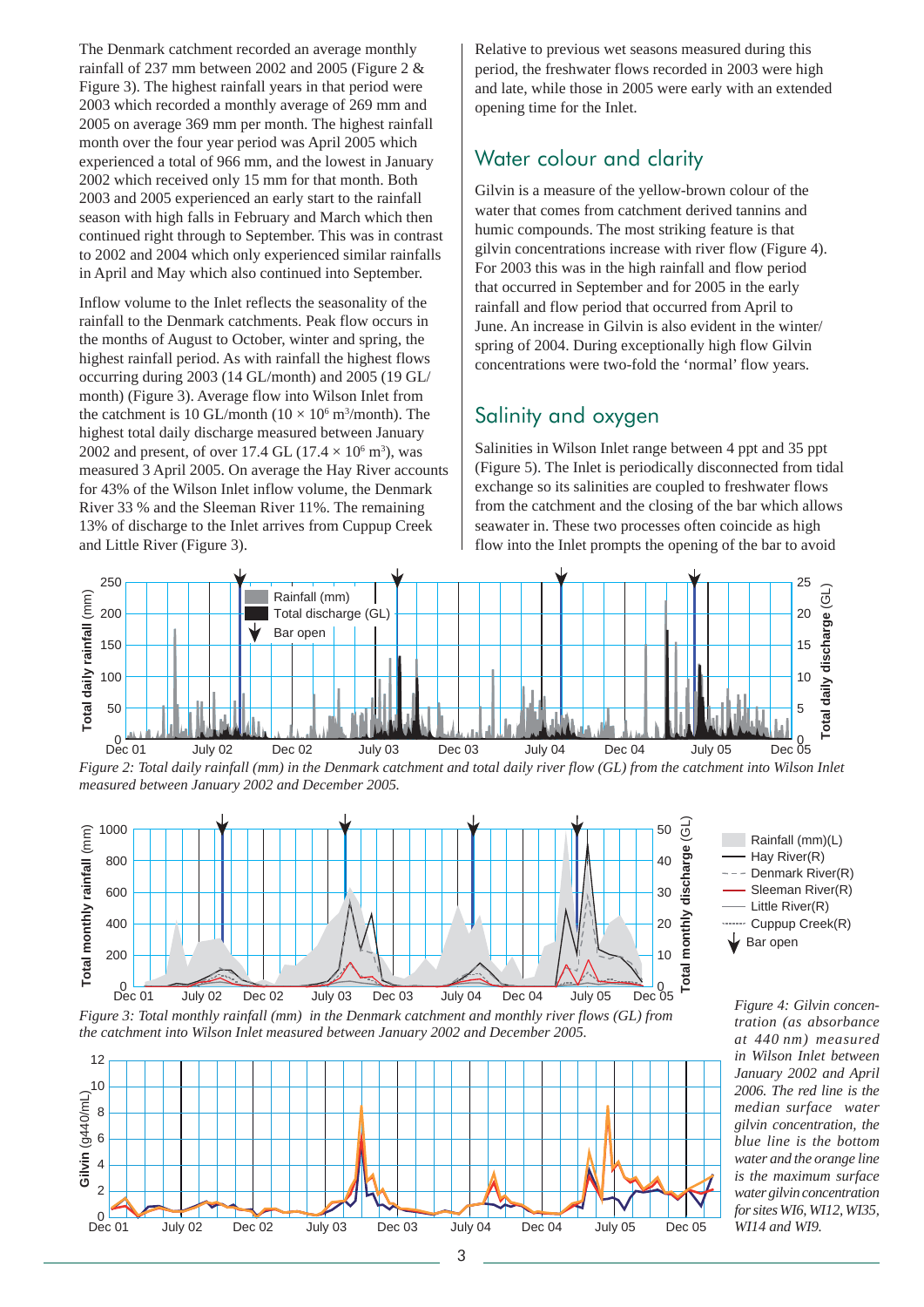The Denmark catchment recorded an average monthly rainfall of 237 mm between 2002 and 2005 (Figure 2 & Figure 3). The highest rainfall years in that period were 2003 which recorded a monthly average of 269 mm and 2005 on average 369 mm per month. The highest rainfall month over the four year period was April 2005 which experienced a total of 966 mm, and the lowest in January 2002 which received only 15 mm for that month. Both 2003 and 2005 experienced an early start to the rainfall season with high falls in February and March which then continued right through to September. This was in contrast to 2002 and 2004 which only experienced similar rainfalls in April and May which also continued into September.

Inflow volume to the Inlet reflects the seasonality of the rainfall to the Denmark catchments. Peak flow occurs in the months of August to October, winter and spring, the highest rainfall period. As with rainfall the highest flows occurring during 2003 (14 GL/month) and 2005 (19 GL/month) (Figure 3). Average flow into Wilson Inlet from the catchment is 10 GL/month ($10 \times 10^6$ m$^3$/month). The highest total daily discharge measured between January 2002 and present, of over 17.4 GL ($17.4 \times 10^6$ m$^3$), was measured 3 April 2005. On average the Hay River accounts for 43% of the Wilson Inlet inflow volume, the Denmark River 33 % and the Sleeman River 11%. The remaining 13% of discharge to the Inlet arrives from Cuppup Creek and Little River (Figure 3).

Relative to previous wet seasons measured during this period, the freshwater flows recorded in 2003 were high and late, while those in 2005 were early with an extended opening time for the Inlet.

## Water colour and clarity

Gilvin is a measure of the yellow-brown colour of the water that comes from catchment derived tannins and humic compounds. The most striking feature is that gilvin concentrations increase with river flow (Figure 4). For 2003 this was in the high rainfall and flow period that occurred in September and for 2005 in the early rainfall and flow period that occurred from April to June. An increase in Gilvin is also evident in the winter/spring of 2004. During exceptionally high flow Gilvin concentrations were two-fold the 'normal' flow years.

## Salinity and oxygen

Salinities in Wilson Inlet range between 4 ppt and 35 ppt (Figure 5). The Inlet is periodically disconnected from tidal exchange so its salinities are coupled to freshwater flows from the catchment and the closing of the bar which allows seawater in. These two processes often coincide as high flow into the Inlet prompts the opening of the bar to avoid

*Figure 2: Total daily rainfall (mm) in the Denmark catchment and total daily river flow (GL) from the catchment into Wilson Inlet measured between January 2002 and December 2005.*

*Figure 3: Total monthly rainfall (mm) in the Denmark catchment and monthly river flows (GL) from the catchment into Wilson Inlet measured between January 2002 and December 2005.*

*Figure 4: Gilvin concentration (as absorbance at 440 nm) measured in Wilson Inlet between January 2002 and April 2006. The red line is the median surface water gilvin concentration, the blue line is the bottom water and the orange line is the maximum surface water gilvin concentration for sites WI6, WI12, WI35, WI14 and WI9.*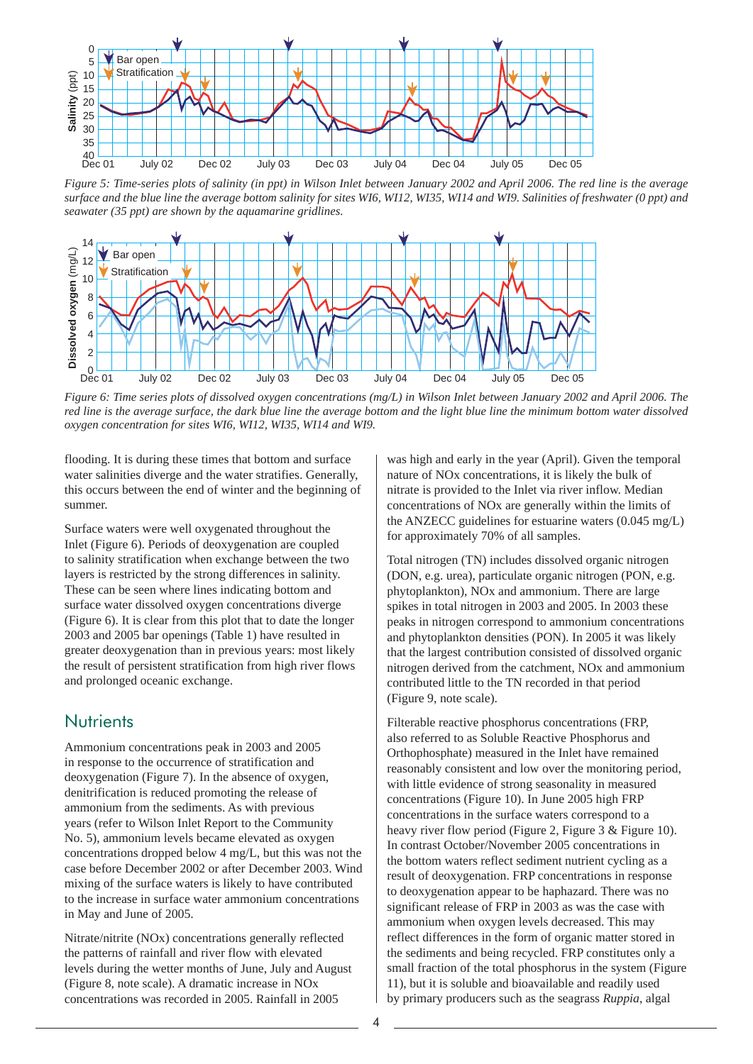*Figure 5: Time-series plots of salinity (in ppt) in Wilson Inlet between January 2002 and April 2006. The red line is the average surface and the blue line the average bottom salinity for sites WI6, WI12, WI35, WI14 and WI9. Salinities of freshwater (0 ppt) and seawater (35 ppt) are shown by the aquamarine gridlines.*

*Figure 6: Time series plots of dissolved oxygen concentrations (mg/L) in Wilson Inlet between January 2002 and April 2006. The red line is the average surface, the dark blue line the average bottom and the light blue line the minimum bottom water dissolved oxygen concentration for sites WI6, WI12, WI35, WI14 and WI9.*

flooding. It is during these times that bottom and surface water salinities diverge and the water stratifies. Generally, this occurs between the end of winter and the beginning of summer.

Surface waters were well oxygenated throughout the Inlet (Figure 6). Periods of deoxygenation are coupled to salinity stratification when exchange between the two layers is restricted by the strong differences in salinity. These can be seen where lines indicating bottom and surface water dissolved oxygen concentrations diverge (Figure 6). It is clear from this plot that to date the longer 2003 and 2005 bar openings (Table 1) have resulted in greater deoxygenation than in previous years: most likely the result of persistent stratification from high river flows and prolonged oceanic exchange.

## Nutrients

Ammonium concentrations peak in 2003 and 2005 in response to the occurrence of stratification and deoxygenation (Figure 7). In the absence of oxygen, denitrification is reduced promoting the release of ammonium from the sediments. As with previous years (refer to Wilson Inlet Report to the Community No. 5), ammonium levels became elevated as oxygen concentrations dropped below 4 mg/L, but this was not the case before December 2002 or after December 2003. Wind mixing of the surface waters is likely to have contributed to the increase in surface water ammonium concentrations in May and June of 2005.

Nitrate/nitrite (NOx) concentrations generally reflected the patterns of rainfall and river flow with elevated levels during the wetter months of June, July and August (Figure 8, note scale). A dramatic increase in NOx concentrations was recorded in 2005. Rainfall in 2005 was high and early in the year (April). Given the temporal nature of NOx concentrations, it is likely the bulk of nitrate is provided to the Inlet via river inflow. Median concentrations of NOx are generally within the limits of the ANZECC guidelines for estuarine waters (0.045 mg/L) for approximately 70% of all samples.

Total nitrogen (TN) includes dissolved organic nitrogen (DON, e.g. urea), particulate organic nitrogen (PON, e.g. phytoplankton), NOx and ammonium. There are large spikes in total nitrogen in 2003 and 2005. In 2003 these peaks in nitrogen correspond to ammonium concentrations and phytoplankton densities (PON). In 2005 it was likely that the largest contribution consisted of dissolved organic nitrogen derived from the catchment, NOx and ammonium contributed little to the TN recorded in that period (Figure 9, note scale).

Filterable reactive phosphorus concentrations (FRP, also referred to as Soluble Reactive Phosphorus and Orthophosphate) measured in the Inlet have remained reasonably consistent and low over the monitoring period, with little evidence of strong seasonality in measured concentrations (Figure 10). In June 2005 high FRP concentrations in the surface waters correspond to a heavy river flow period (Figure 2, Figure 3 & Figure 10). In contrast October/November 2005 concentrations in the bottom waters reflect sediment nutrient cycling as a result of deoxygenation. FRP concentrations in response to deoxygenation appear to be haphazard. There was no significant release of FRP in 2003 as was the case with ammonium when oxygen levels decreased. This may reflect differences in the form of organic matter stored in the sediments and being recycled. FRP constitutes only a small fraction of the total phosphorus in the system (Figure 11), but it is soluble and bioavailable and readily used by primary producers such as the seagrass *Ruppia*, algal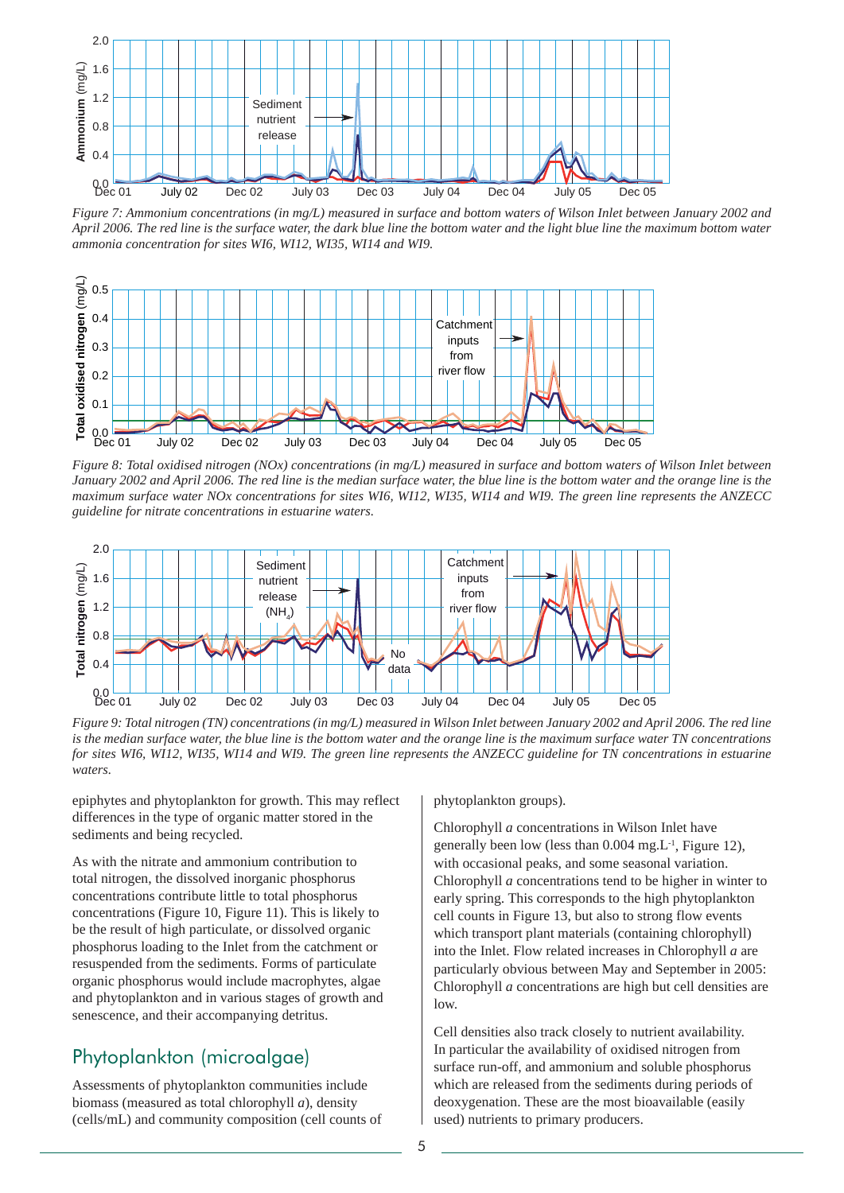*Figure 7: Ammonium concentrations (in mg/L) measured in surface and bottom waters of Wilson Inlet between January 2002 and April 2006. The red line is the surface water, the dark blue line the bottom water and the light blue line the maximum bottom water ammonia concentration for sites WI6, WI12, WI35, WI14 and WI9.*

*Figure 8: Total oxidised nitrogen (NOx) concentrations (in mg/L) measured in surface and bottom waters of Wilson Inlet between January 2002 and April 2006. The red line is the median surface water, the blue line is the bottom water and the orange line is the maximum surface water NOx concentrations for sites WI6, WI12, WI35, WI14 and WI9. The green line represents the ANZECC guideline for nitrate concentrations in estuarine waters.*

*Figure 9: Total nitrogen (TN) concentrations (in mg/L) measured in Wilson Inlet between January 2002 and April 2006. The red line is the median surface water, the blue line is the bottom water and the orange line is the maximum surface water TN concentrations for sites WI6, WI12, WI35, WI14 and WI9. The green line represents the ANZECC guideline for TN concentrations in estuarine waters.*

epiphytes and phytoplankton for growth. This may reflect differences in the type of organic matter stored in the sediments and being recycled.

As with the nitrate and ammonium contribution to total nitrogen, the dissolved inorganic phosphorus concentrations contribute little to total phosphorus concentrations (Figure 10, Figure 11). This is likely to be the result of high particulate, or dissolved organic phosphorus loading to the Inlet from the catchment or resuspended from the sediments. Forms of particulate organic phosphorus would include macrophytes, algae and phytoplankton and in various stages of growth and senescence, and their accompanying detritus.

## Phytoplankton (microalgae)

Assessments of phytoplankton communities include biomass (measured as total chlorophyll *a*), density (cells/mL) and community composition (cell counts of phytoplankton groups).

Chlorophyll *a* concentrations in Wilson Inlet have generally been low (less than 0.004 mg.L$^{-1}$, Figure 12), with occasional peaks, and some seasonal variation. Chlorophyll *a* concentrations tend to be higher in winter to early spring. This corresponds to the high phytoplankton cell counts in Figure 13, but also to strong flow events which transport plant materials (containing chlorophyll) into the Inlet. Flow related increases in Chlorophyll *a* are particularly obvious between May and September in 2005: Chlorophyll *a* concentrations are high but cell densities are low.

Cell densities also track closely to nutrient availability. In particular the availability of oxidised nitrogen from surface run-off, and ammonium and soluble phosphorus which are released from the sediments during periods of deoxygenation. These are the most bioavailable (easily used) nutrients to primary producers.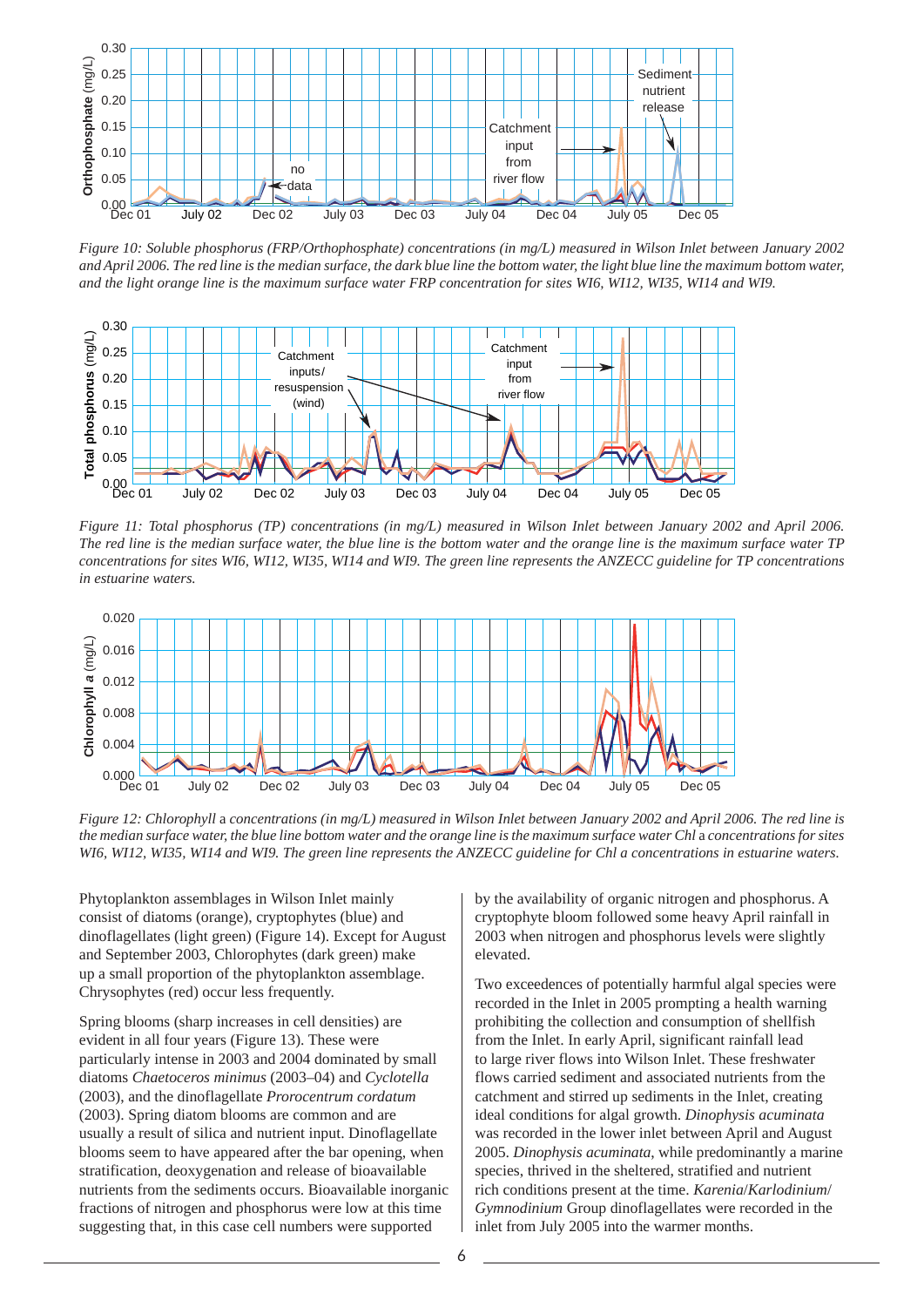*Figure 10: Soluble phosphorus (FRP/Orthophosphate) concentrations (in mg/L) measured in Wilson Inlet between January 2002 and April 2006. The red line is the median surface, the dark blue line the bottom water, the light blue line the maximum bottom water, and the light orange line is the maximum surface water FRP concentration for sites WI6, WI12, WI35, WI14 and WI9.*

*Figure 11: Total phosphorus (TP) concentrations (in mg/L) measured in Wilson Inlet between January 2002 and April 2006. The red line is the median surface water, the blue line is the bottom water and the orange line is the maximum surface water TP concentrations for sites WI6, WI12, WI35, WI14 and WI9. The green line represents the ANZECC guideline for TP concentrations in estuarine waters.*

*Figure 12: Chlorophyll* a *concentrations (in mg/L) measured in Wilson Inlet between January 2002 and April 2006. The red line is the median surface water, the blue line bottom water and the orange line is the maximum surface water Chl* a *concentrations for sites WI6, WI12, WI35, WI14 and WI9. The green line represents the ANZECC guideline for Chl a concentrations in estuarine waters.*

Phytoplankton assemblages in Wilson Inlet mainly consist of diatoms (orange), cryptophytes (blue) and dinoflagellates (light green) (Figure 14). Except for August and September 2003, Chlorophytes (dark green) make up a small proportion of the phytoplankton assemblage. Chrysophytes (red) occur less frequently.

Spring blooms (sharp increases in cell densities) are evident in all four years (Figure 13). These were particularly intense in 2003 and 2004 dominated by small diatoms *Chaetoceros minimus* (2003–04) and *Cyclotella* (2003), and the dinoflagellate *Prorocentrum cordatum* (2003). Spring diatom blooms are common and are usually a result of silica and nutrient input. Dinoflagellate blooms seem to have appeared after the bar opening, when stratification, deoxygenation and release of bioavailable nutrients from the sediments occurs. Bioavailable inorganic fractions of nitrogen and phosphorus were low at this time suggesting that, in this case cell numbers were supported by the availability of organic nitrogen and phosphorus. A cryptophyte bloom followed some heavy April rainfall in 2003 when nitrogen and phosphorus levels were slightly elevated.

Two exceedences of potentially harmful algal species were recorded in the Inlet in 2005 prompting a health warning prohibiting the collection and consumption of shellfish from the Inlet. In early April, significant rainfall lead to large river flows into Wilson Inlet. These freshwater flows carried sediment and associated nutrients from the catchment and stirred up sediments in the Inlet, creating ideal conditions for algal growth. *Dinophysis acuminata* was recorded in the lower inlet between April and August 2005. *Dinophysis acuminata*, while predominantly a marine species, thrived in the sheltered, stratified and nutrient rich conditions present at the time. *Karenia/Karlodinium/Gymnodinium* Group dinoflagellates were recorded in the inlet from July 2005 into the warmer months.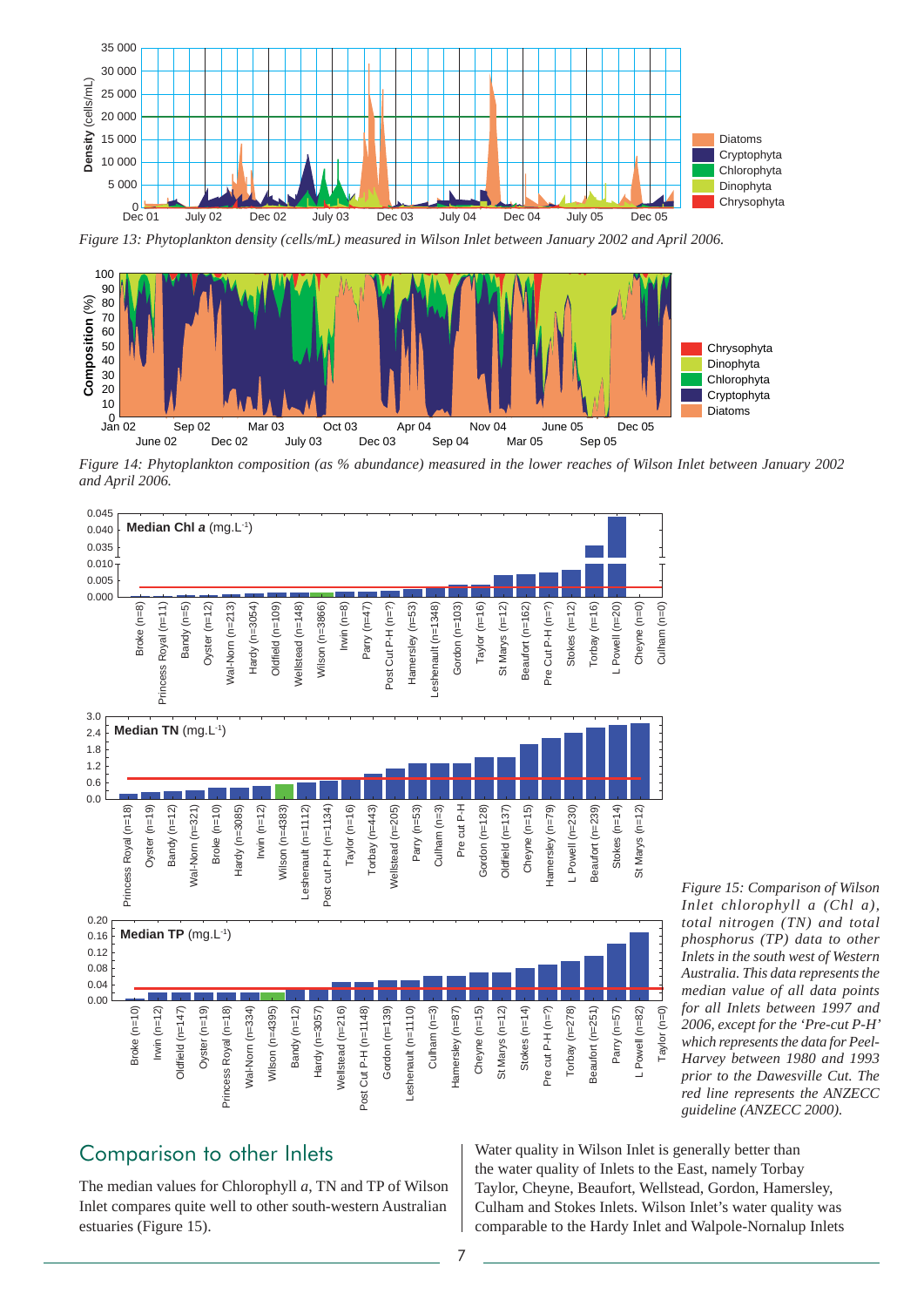*Figure 13: Phytoplankton density (cells/mL) measured in Wilson Inlet between January 2002 and April 2006.*

*Figure 14: Phytoplankton composition (as % abundance) measured in the lower reaches of Wilson Inlet between January 2002 and April 2006.*

*Figure 15: Comparison of Wilson Inlet chlorophyll a (Chl a), total nitrogen (TN) and total phosphorus (TP) data to other Inlets in the south west of Western Australia. This data represents the median value of all data points for all Inlets between 1997 and 2006, except for the 'Pre-cut P-H' which represents the data for Peel-Harvey between 1980 and 1993 prior to the Dawesville Cut. The red line represents the ANZECC guideline (ANZECC 2000).*

## Comparison to other Inlets

The median values for Chlorophyll *a*, TN and TP of Wilson Inlet compares quite well to other south-western Australian estuaries (Figure 15).

Water quality in Wilson Inlet is generally better than the water quality of Inlets to the East, namely Torbay Taylor, Cheyne, Beaufort, Wellstead, Gordon, Hamersley, Culham and Stokes Inlets. Wilson Inlet's water quality was comparable to the Hardy Inlet and Walpole-Nornalup Inlets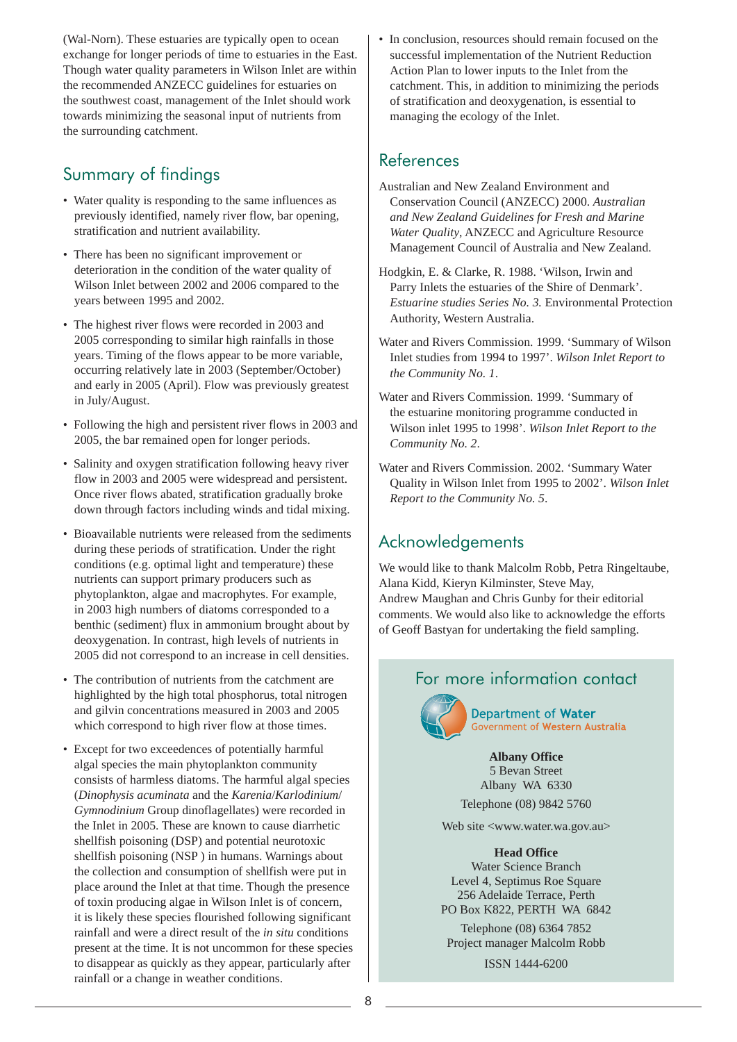(Wal-Norn). These estuaries are typically open to ocean exchange for longer periods of time to estuaries in the East. Though water quality parameters in Wilson Inlet are within the recommended ANZECC guidelines for estuaries on the southwest coast, management of the Inlet should work towards minimizing the seasonal input of nutrients from the surrounding catchment.

## Summary of findings

- Water quality is responding to the same influences as previously identified, namely river flow, bar opening, stratification and nutrient availability.
- There has been no significant improvement or deterioration in the condition of the water quality of Wilson Inlet between 2002 and 2006 compared to the years between 1995 and 2002.
- The highest river flows were recorded in 2003 and 2005 corresponding to similar high rainfalls in those years. Timing of the flows appear to be more variable, occurring relatively late in 2003 (September/October) and early in 2005 (April). Flow was previously greatest in July/August.
- Following the high and persistent river flows in 2003 and 2005, the bar remained open for longer periods.
- Salinity and oxygen stratification following heavy river flow in 2003 and 2005 were widespread and persistent. Once river flows abated, stratification gradually broke down through factors including winds and tidal mixing.
- Bioavailable nutrients were released from the sediments during these periods of stratification. Under the right conditions (e.g. optimal light and temperature) these nutrients can support primary producers such as phytoplankton, algae and macrophytes. For example, in 2003 high numbers of diatoms corresponded to a benthic (sediment) flux in ammonium brought about by deoxygenation. In contrast, high levels of nutrients in 2005 did not correspond to an increase in cell densities.
- The contribution of nutrients from the catchment are highlighted by the high total phosphorus, total nitrogen and gilvin concentrations measured in 2003 and 2005 which correspond to high river flow at those times.
- Except for two exceedences of potentially harmful algal species the main phytoplankton community consists of harmless diatoms. The harmful algal species (*Dinophysis acuminata* and the *Karenia*/*Karlodinium*/*Gymnodinium* Group dinoflagellates) were recorded in the Inlet in 2005. These are known to cause diarrhetic shellfish poisoning (DSP) and potential neurotoxic shellfish poisoning (NSP ) in humans. Warnings about the collection and consumption of shellfish were put in place around the Inlet at that time. Though the presence of toxin producing algae in Wilson Inlet is of concern, it is likely these species flourished following significant rainfall and were a direct result of the *in situ* conditions present at the time. It is not uncommon for these species to disappear as quickly as they appear, particularly after rainfall or a change in weather conditions.
- In conclusion, resources should remain focused on the successful implementation of the Nutrient Reduction Action Plan to lower inputs to the Inlet from the catchment. This, in addition to minimizing the periods of stratification and deoxygenation, is essential to managing the ecology of the Inlet.

## References

Australian and New Zealand Environment and Conservation Council (ANZECC) 2000. *Australian and New Zealand Guidelines for Fresh and Marine Water Quality*, ANZECC and Agriculture Resource Management Council of Australia and New Zealand.

Hodgkin, E. & Clarke, R. 1988. 'Wilson, Irwin and Parry Inlets the estuaries of the Shire of Denmark'. *Estuarine studies Series No. 3.* Environmental Protection Authority, Western Australia.

Water and Rivers Commission. 1999. 'Summary of Wilson Inlet studies from 1994 to 1997'. *Wilson Inlet Report to the Community No. 1*.

Water and Rivers Commission. 1999. 'Summary of the estuarine monitoring programme conducted in Wilson inlet 1995 to 1998'. *Wilson Inlet Report to the Community No. 2*.

Water and Rivers Commission. 2002. 'Summary Water Quality in Wilson Inlet from 1995 to 2002'. *Wilson Inlet Report to the Community No. 5*.

## Acknowledgements

We would like to thank Malcolm Robb, Petra Ringeltaube, Alana Kidd, Kieryn Kilminster, Steve May, Andrew Maughan and Chris Gunby for their editorial comments. We would also like to acknowledge the efforts of Geoff Bastyan for undertaking the field sampling.

## For more information contact

Department of Water
Government of Western Australia

**Albany Office**
5 Bevan Street
Albany WA 6330

Telephone (08) 9842 5760

Web site <www.water.wa.gov.au>

**Head Office**
Water Science Branch
Level 4, Septimus Roe Square
256 Adelaide Terrace, Perth
PO Box K822, PERTH WA 6842

Telephone (08) 6364 7852
Project manager Malcolm Robb

ISSN 1444-6200